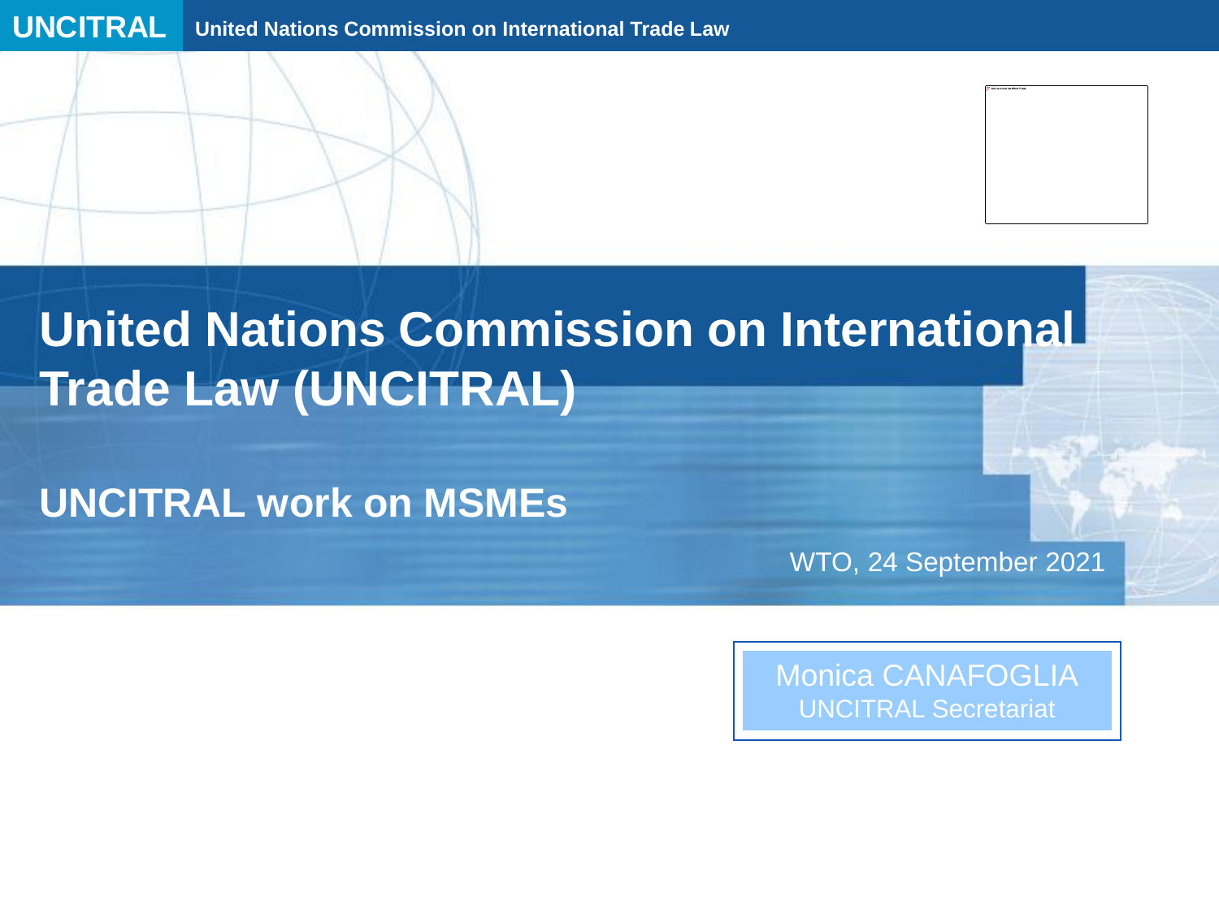# United Nations Commission on International Trade Law (UNCITRAL)

## UNCITRAL work on MSMEs

WTO, 24 September 2021

Monica CANAFOGLIA
UNCITRAL Secretariat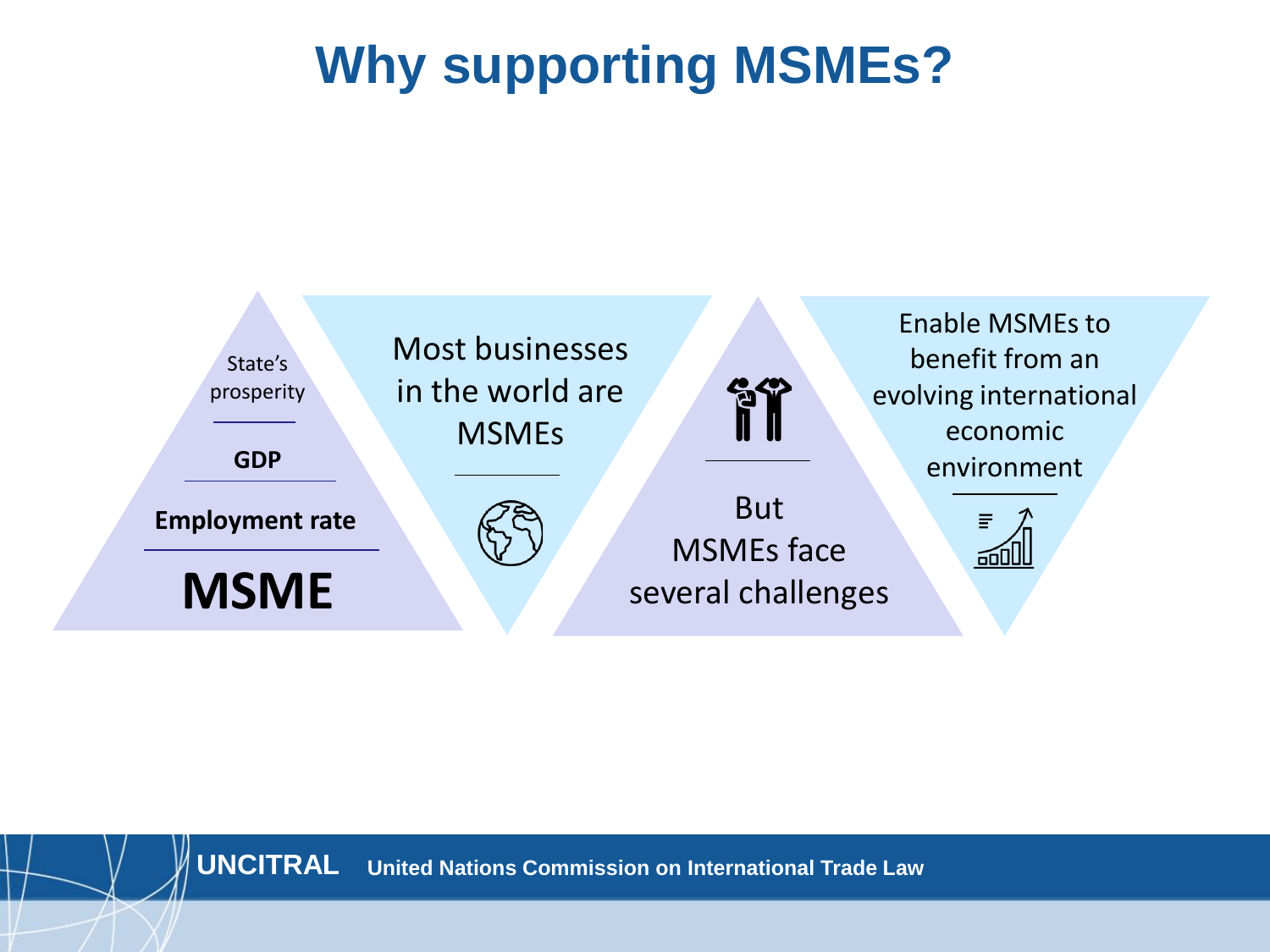# Why supporting MSMEs?

State's prosperity

**GDP**

**Employment rate**

**MSME**

Most businesses in the world are MSMEs

But MSMEs face several challenges

Enable MSMEs to benefit from an evolving international economic environment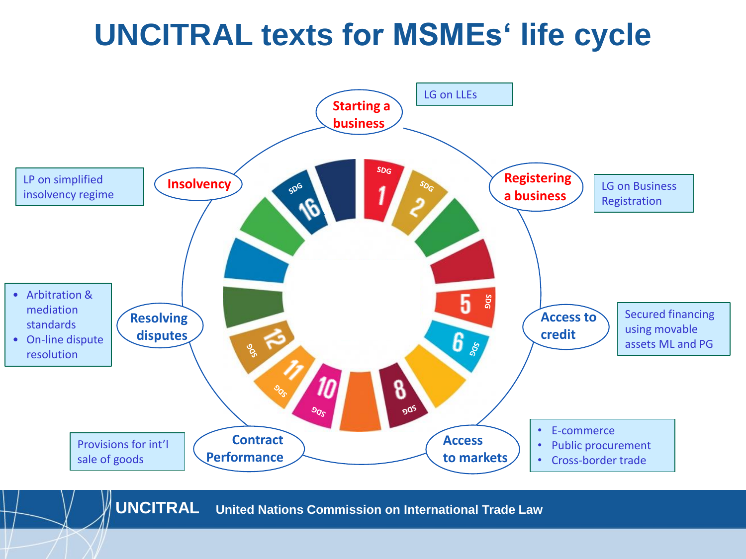# UNCITRAL texts for MSMEs' life cycle

**Starting a business**
- LG on LLEs

**Registering a business**
- LG on Business Registration

**Access to credit**
- Secured financing using movable assets ML and PG

**Access to markets**
- E-commerce
- Public procurement
- Cross-border trade

**Contract Performance**
- Provisions for int'l sale of goods

**Resolving disputes**
- Arbitration & mediation standards
- On-line dispute resolution

**Insolvency**
- LP on simplified insolvency regime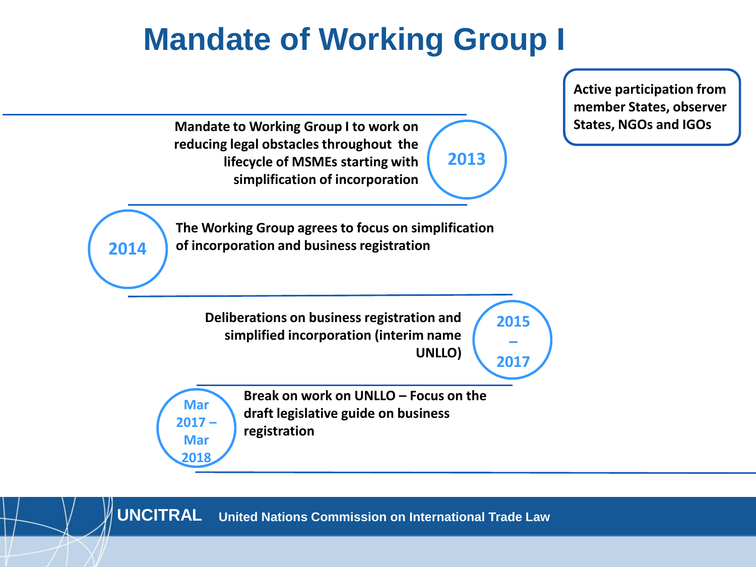# Mandate of Working Group I

Active participation from member States, observer States, NGOs and IGOs

**2013** — Mandate to Working Group I to work on reducing legal obstacles throughout the lifecycle of MSMEs starting with simplification of incorporation

**2014** — The Working Group agrees to focus on simplification of incorporation and business registration

**2015 – 2017** — Deliberations on business registration and simplified incorporation (interim name UNLLO)

**Mar 2017 – Mar 2018** — Break on work on UNLLO – Focus on the draft legislative guide on business registration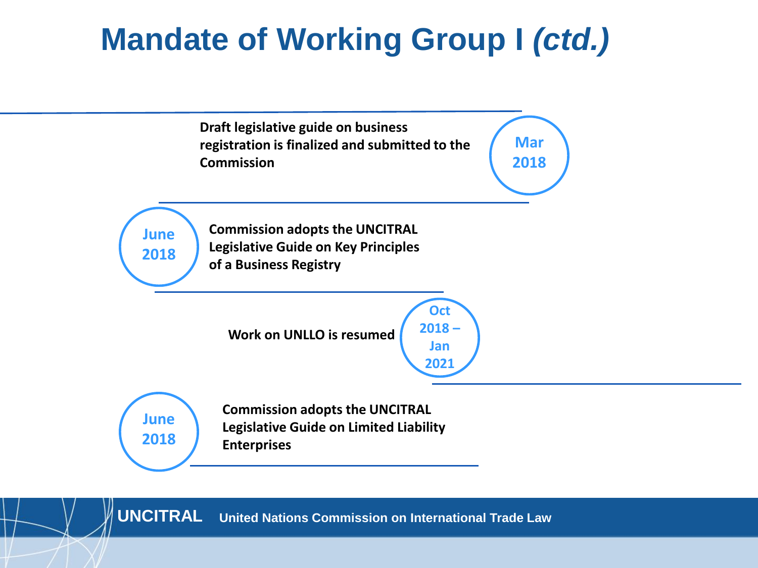# Mandate of Working Group I *(ctd.)*

**Mar 2018** — **Draft legislative guide on business registration is finalized and submitted to the Commission**

**June 2018** — **Commission adopts the UNCITRAL Legislative Guide on Key Principles of a Business Registry**

**Oct 2018 – Jan 2021** — **Work on UNLLO is resumed**

**June 2018** — **Commission adopts the UNCITRAL Legislative Guide on Limited Liability Enterprises**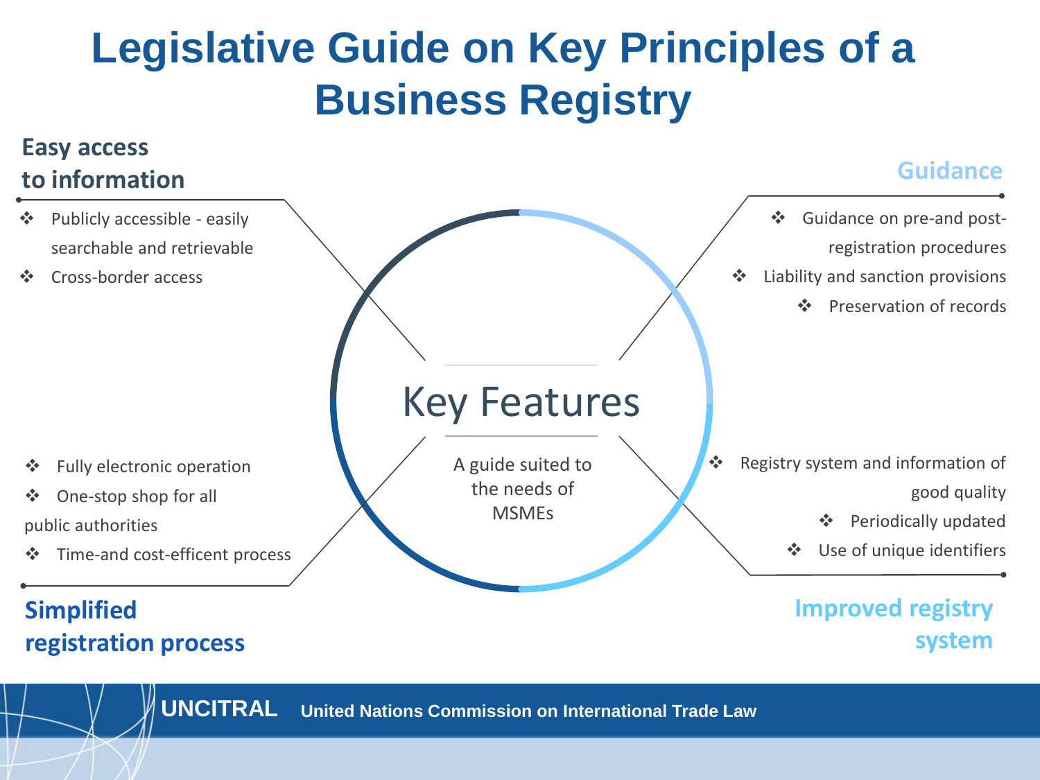# Legislative Guide on Key Principles of a Business Registry

## Key Features

A guide suited to the needs of MSMEs

### Easy access to information

- Publicly accessible - easily searchable and retrievable
- Cross-border access

### Guidance

- Guidance on pre-and post-registration procedures
- Liability and sanction provisions
- Preservation of records

### Simplified registration process

- Fully electronic operation
- One-stop shop for all public authorities
- Time-and cost-efficent process

### Improved registry system

- Registry system and information of good quality
- Periodically updated
- Use of unique identifiers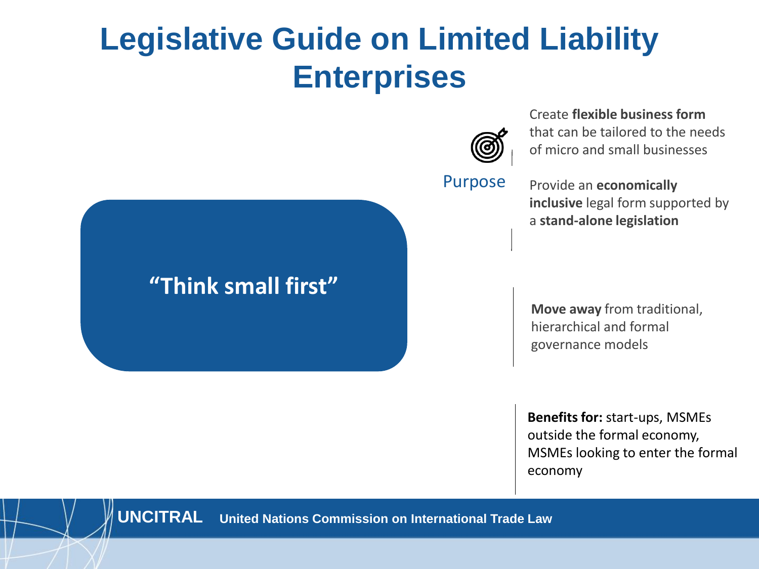# Legislative Guide on Limited Liability Enterprises

"Think small first"

Purpose

Create **flexible business form** that can be tailored to the needs of micro and small businesses

Provide an **economically inclusive** legal form supported by a **stand-alone legislation**

**Move away** from traditional, hierarchical and formal governance models

**Benefits for:** start-ups, MSMEs outside the formal economy, MSMEs looking to enter the formal economy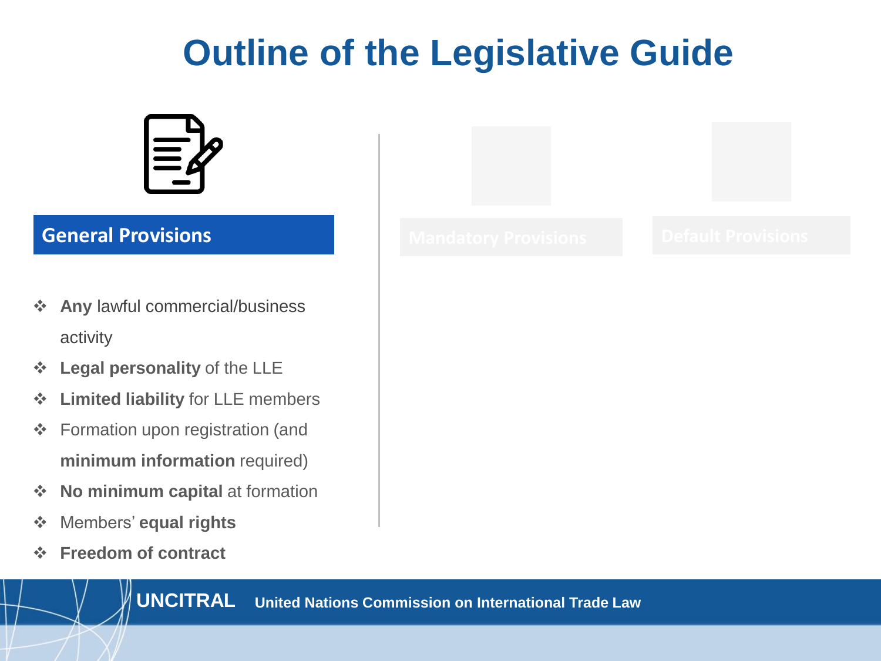# Outline of the Legislative Guide

## General Provisions

- **Any** lawful commercial/business activity
- **Legal personality** of the LLE
- **Limited liability** for LLE members
- Formation upon registration (and **minimum information** required)
- **No minimum capital** at formation
- Members' **equal rights**
- **Freedom of contract**

## Mandatory Provisions

## Default Provisions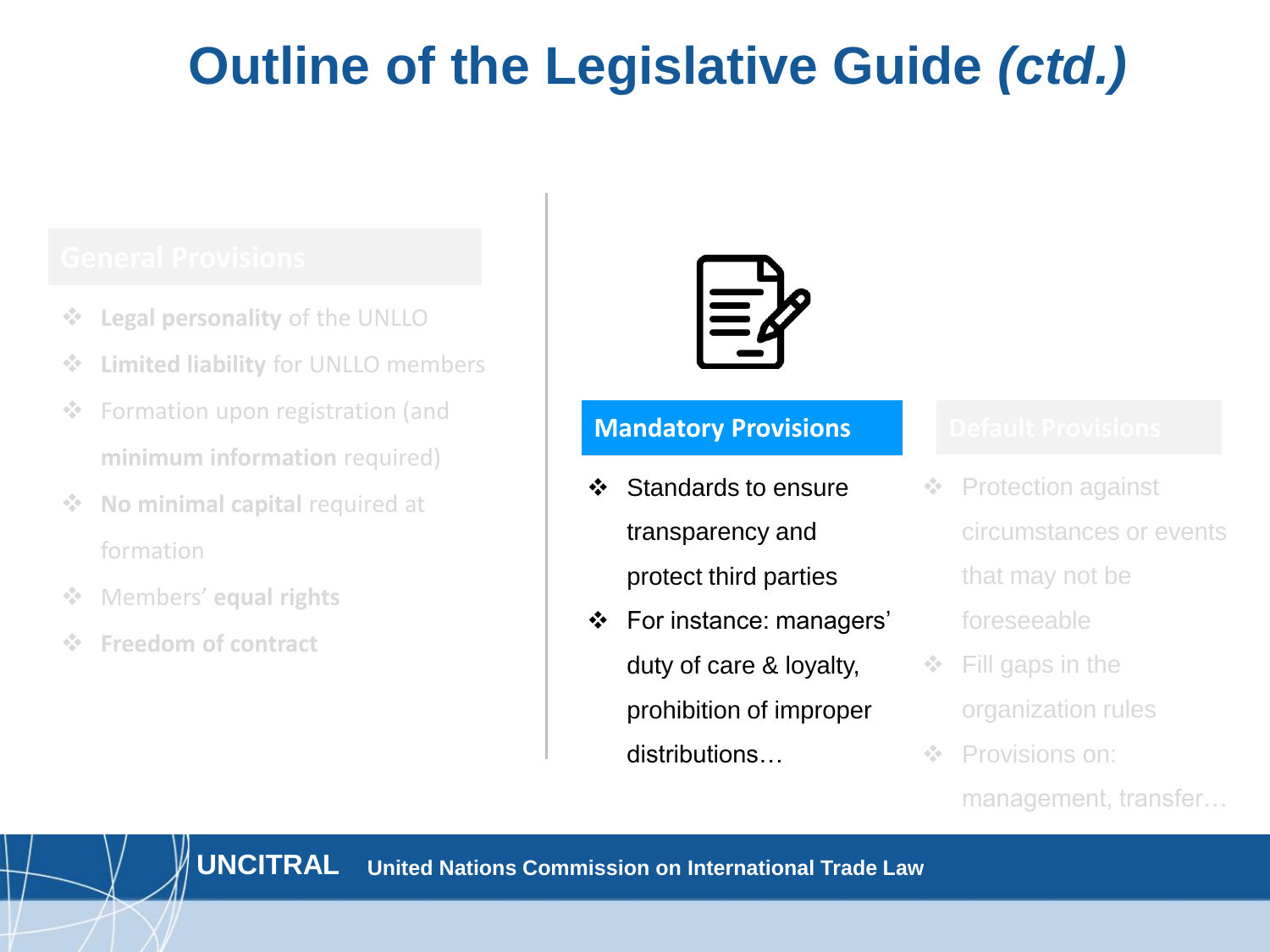# Outline of the Legislative Guide *(ctd.)*

## General Provisions

- **Legal personality** of the UNLLO
- **Limited liability** for UNLLO members
- Formation upon registration (and **minimum information** required)
- **No minimal capital** required at formation
- Members' **equal rights**
- **Freedom of contract**

## Mandatory Provisions

- Standards to ensure transparency and protect third parties
- For instance: managers' duty of care & loyalty, prohibition of improper distributions…

## Default Provisions

- Protection against circumstances or events that may not be foreseeable
- Fill gaps in the organization rules
- Provisions on: management, transfer…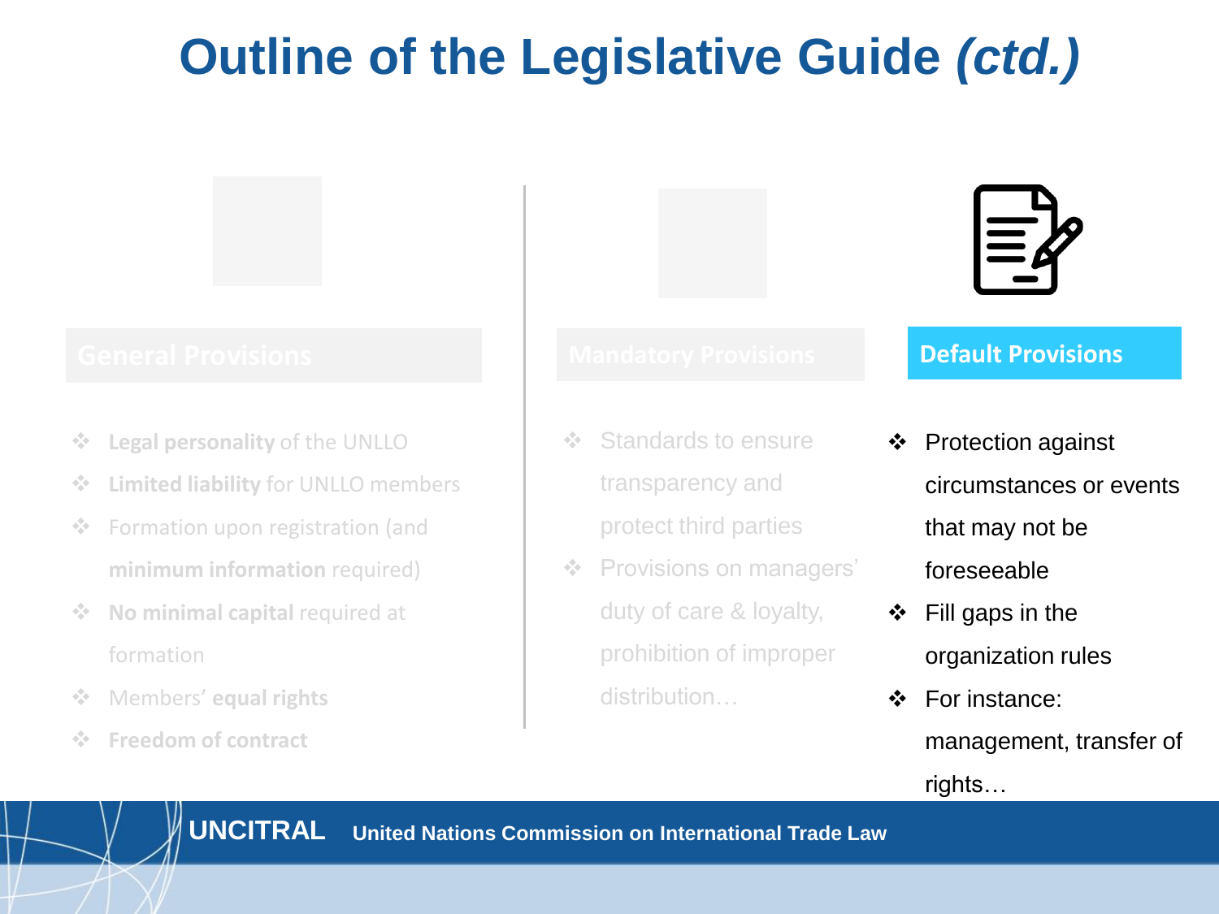# Outline of the Legislative Guide *(ctd.)*

## General Provisions

- **Legal personality** of the UNLLO
- **Limited liability** for UNLLO members
- Formation upon registration (and **minimum information** required)
- **No minimal capital** required at formation
- Members' **equal rights**
- **Freedom of contract**

## Mandatory Provisions

- Standards to ensure transparency and protect third parties
- Provisions on managers' duty of care & loyalty, prohibition of improper distribution…

## Default Provisions

- Protection against circumstances or events that may not be foreseeable
- Fill gaps in the organization rules
- For instance: management, transfer of rights…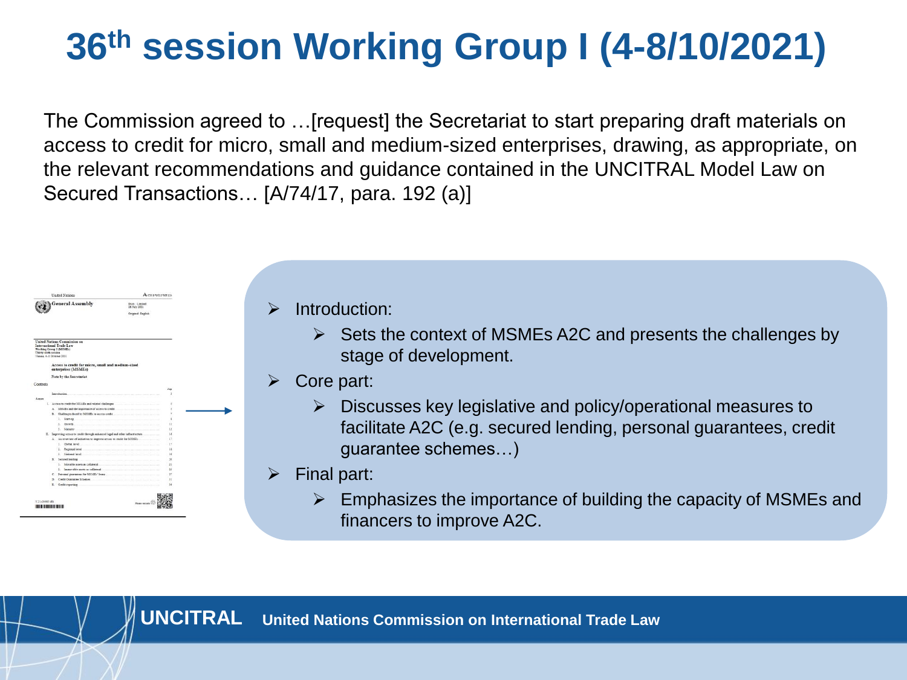# 36th session Working Group I (4-8/10/2021)

The Commission agreed to …[request] the Secretariat to start preparing draft materials on access to credit for micro, small and medium-sized enterprises, drawing, as appropriate, on the relevant recommendations and guidance contained in the UNCITRAL Model Law on Secured Transactions… [A/74/17, para. 192 (a)]

- Introduction:
  - Sets the context of MSMEs A2C and presents the challenges by stage of development.
- Core part:
  - Discusses key legislative and policy/operational measures to facilitate A2C (e.g. secured lending, personal guarantees, credit guarantee schemes…)
- Final part:
  - Emphasizes the importance of building the capacity of MSMEs and financers to improve A2C.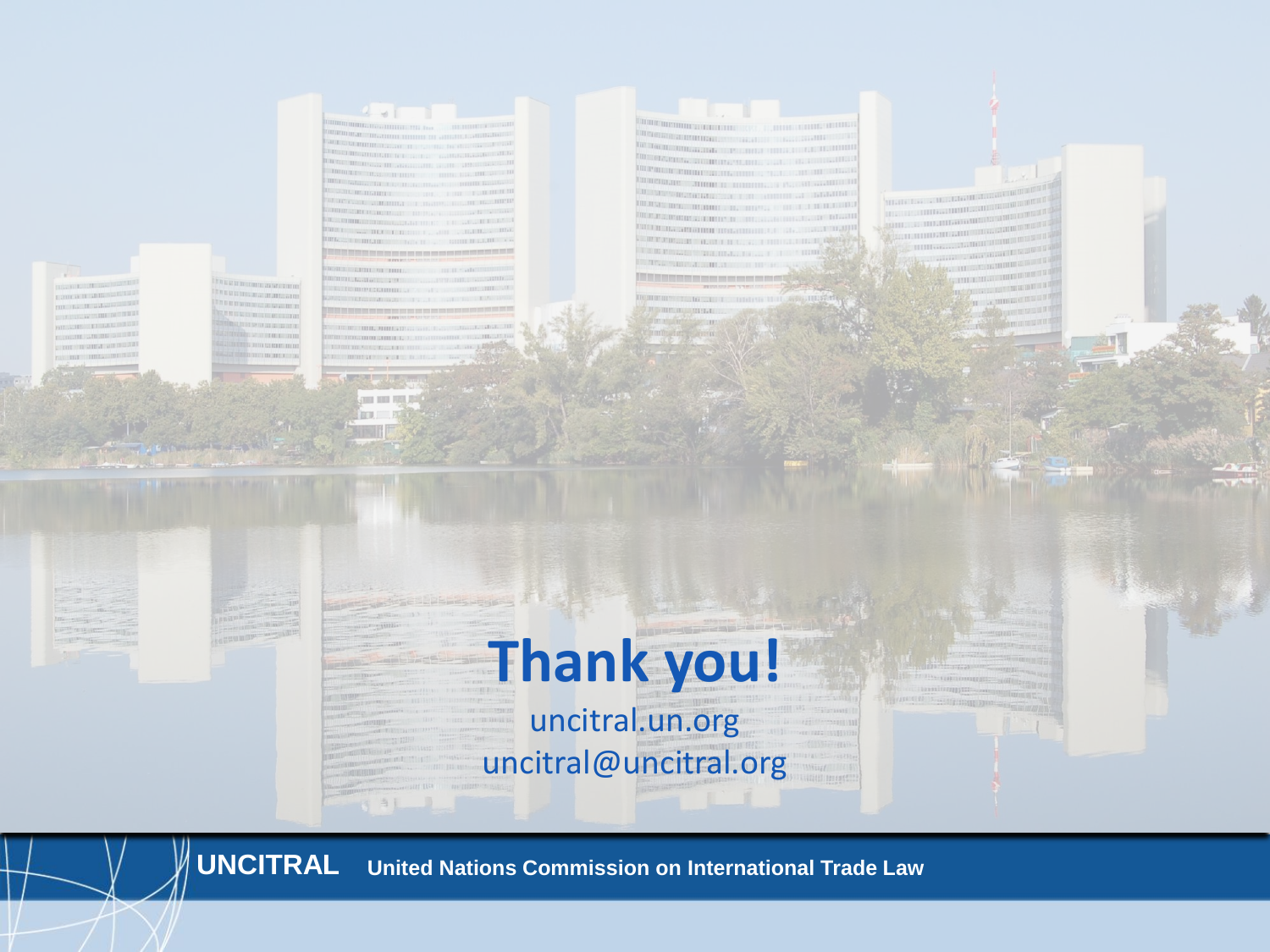# Thank you!

uncitral.un.org

uncitral@uncitral.org